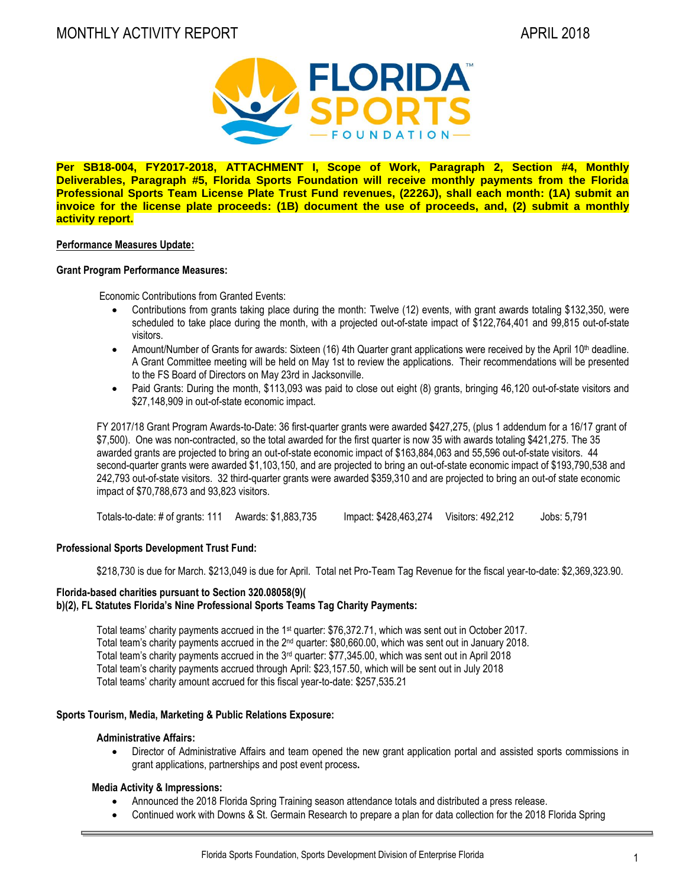MONTHLY ACTIVITY REPORT APRIL 2018

**Per SB18-004, FY2017-2018, ATTACHMENT I, Scope of Work, Paragraph 2, Section #4, Monthly Deliverables, Paragraph #5, Florida Sports Foundation will receive monthly payments from the Florida Professional Sports Team License Plate Trust Fund revenues, (2226J), shall each month: (1A) submit an invoice for the license plate proceeds: (1B) document the use of proceeds, and, (2) submit a monthly activity report.**

**Performance Measures Update:**

**Grant Program Performance Measures:**

Economic Contributions from Granted Events:

- Contributions from grants taking place during the month: Twelve (12) events, with grant awards totaling $132,350, were scheduled to take place during the month, with a projected out-of-state impact of $122,764,401 and 99,815 out-of-state visitors.
- Amount/Number of Grants for awards: Sixteen (16) 4th Quarter grant applications were received by the April 10th deadline. A Grant Committee meeting will be held on May 1st to review the applications. Their recommendations will be presented to the FS Board of Directors on May 23rd in Jacksonville.
- Paid Grants: During the month, $113,093 was paid to close out eight (8) grants, bringing 46,120 out-of-state visitors and $27,148,909 in out-of-state economic impact.

FY 2017/18 Grant Program Awards-to-Date: 36 first-quarter grants were awarded $427,275, (plus 1 addendum for a 16/17 grant of $7,500). One was non-contracted, so the total awarded for the first quarter is now 35 with awards totaling $421,275. The 35 awarded grants are projected to bring an out-of-state economic impact of $163,884,063 and 55,596 out-of-state visitors. 44 second-quarter grants were awarded $1,103,150, and are projected to bring an out-of-state economic impact of $193,790,538 and 242,793 out-of-state visitors. 32 third-quarter grants were awarded $359,310 and are projected to bring an out-of state economic impact of $70,788,673 and 93,823 visitors.

Totals-to-date: # of grants: 111 Awards: $1,883,735 Impact: $428,463,274 Visitors: 492,212 Jobs: 5,791

**Professional Sports Development Trust Fund:**

$218,730 is due for March. $213,049 is due for April. Total net Pro-Team Tag Revenue for the fiscal year-to-date: $2,369,323.90.

**Florida-based charities pursuant to Section 320.08058(9)(b)(2), FL Statutes Florida's Nine Professional Sports Teams Tag Charity Payments:**

Total teams' charity payments accrued in the 1st quarter: $76,372.71, which was sent out in October 2017.
Total team's charity payments accrued in the 2nd quarter: $80,660.00, which was sent out in January 2018.
Total team's charity payments accrued in the 3rd quarter: $77,345.00, which was sent out in April 2018
Total team's charity payments accrued through April: $23,157.50, which will be sent out in July 2018
Total teams' charity amount accrued for this fiscal year-to-date: $257,535.21

**Sports Tourism, Media, Marketing & Public Relations Exposure:**

**Administrative Affairs:**

- Director of Administrative Affairs and team opened the new grant application portal and assisted sports commissions in grant applications, partnerships and post event process**.**

**Media Activity & Impressions:**

- Announced the 2018 Florida Spring Training season attendance totals and distributed a press release.
- Continued work with Downs & St. Germain Research to prepare a plan for data collection for the 2018 Florida Spring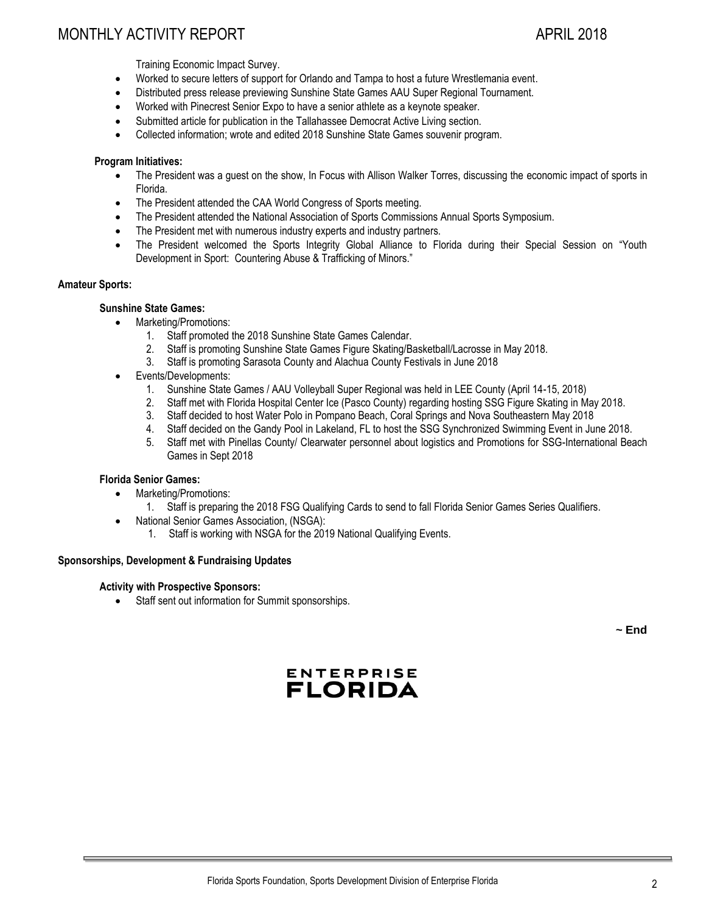Training Economic Impact Survey.

- Worked to secure letters of support for Orlando and Tampa to host a future Wrestlemania event.
- Distributed press release previewing Sunshine State Games AAU Super Regional Tournament.
- Worked with Pinecrest Senior Expo to have a senior athlete as a keynote speaker.
- Submitted article for publication in the Tallahassee Democrat Active Living section.
- Collected information; wrote and edited 2018 Sunshine State Games souvenir program.

**Program Initiatives:**

- The President was a guest on the show, In Focus with Allison Walker Torres, discussing the economic impact of sports in Florida.
- The President attended the CAA World Congress of Sports meeting.
- The President attended the National Association of Sports Commissions Annual Sports Symposium.
- The President met with numerous industry experts and industry partners.
- The President welcomed the Sports Integrity Global Alliance to Florida during their Special Session on "Youth Development in Sport: Countering Abuse & Trafficking of Minors."

**Amateur Sports:**

**Sunshine State Games:**

- Marketing/Promotions:
  1. Staff promoted the 2018 Sunshine State Games Calendar.
  2. Staff is promoting Sunshine State Games Figure Skating/Basketball/Lacrosse in May 2018.
  3. Staff is promoting Sarasota County and Alachua County Festivals in June 2018
- Events/Developments:
  1. Sunshine State Games / AAU Volleyball Super Regional was held in LEE County (April 14-15, 2018)
  2. Staff met with Florida Hospital Center Ice (Pasco County) regarding hosting SSG Figure Skating in May 2018.
  3. Staff decided to host Water Polo in Pompano Beach, Coral Springs and Nova Southeastern May 2018
  4. Staff decided on the Gandy Pool in Lakeland, FL to host the SSG Synchronized Swimming Event in June 2018.
  5. Staff met with Pinellas County/ Clearwater personnel about logistics and Promotions for SSG-International Beach Games in Sept 2018

**Florida Senior Games:**

- Marketing/Promotions:
  1. Staff is preparing the 2018 FSG Qualifying Cards to send to fall Florida Senior Games Series Qualifiers.
- National Senior Games Association, (NSGA):
  1. Staff is working with NSGA for the 2019 National Qualifying Events.

**Sponsorships, Development & Fundraising Updates**

**Activity with Prospective Sponsors:**

- Staff sent out information for Summit sponsorships.

**~ End**

ENTERPRISE FLORIDA